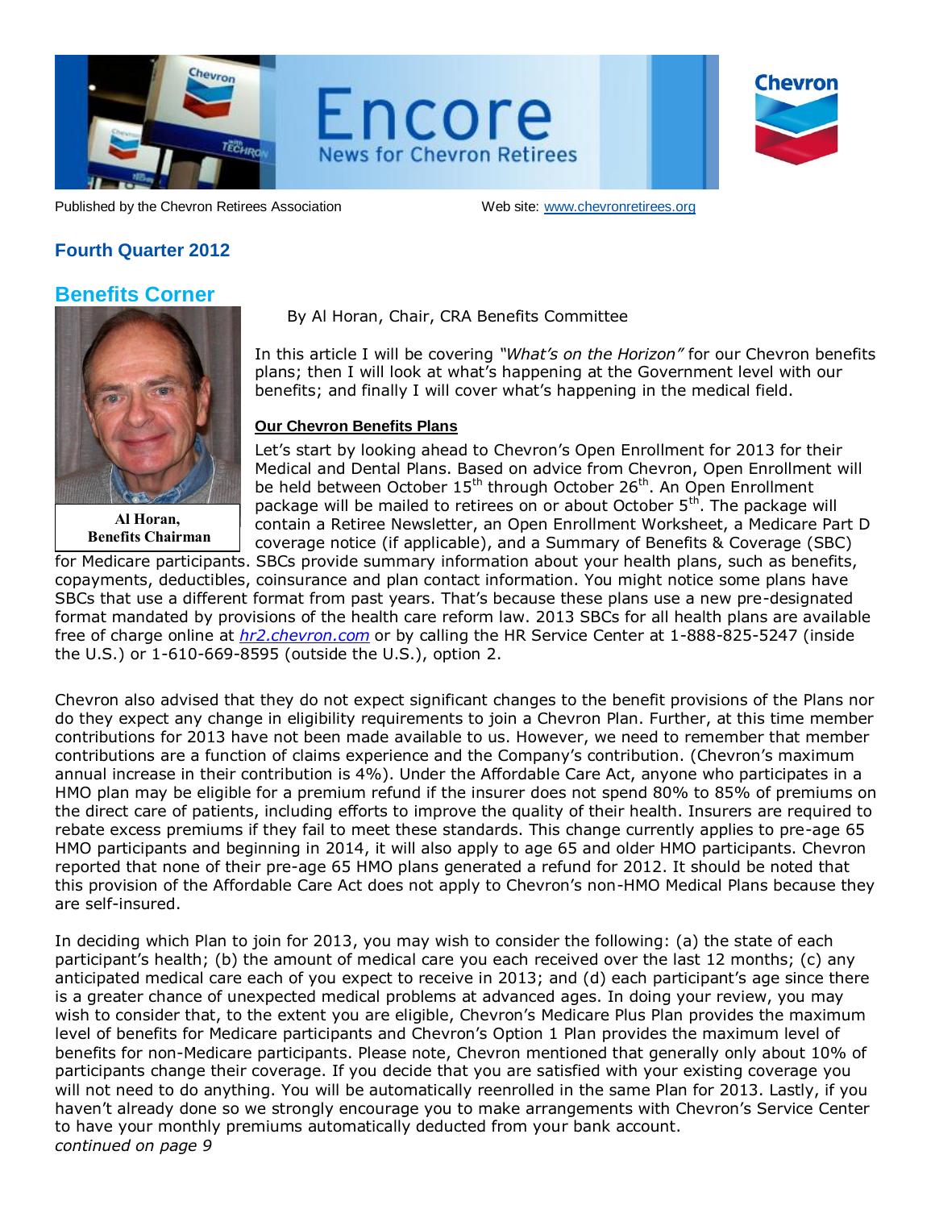# Encore
## News for Chevron Retirees

Published by the Chevron Retirees Association Web site: www.chevronretirees.org

**Fourth Quarter 2012**

## Benefits Corner

**Al Horan, Benefits Chairman**

By Al Horan, Chair, CRA Benefits Committee

In this article I will be covering *"What's on the Horizon"* for our Chevron benefits plans; then I will look at what's happening at the Government level with our benefits; and finally I will cover what's happening in the medical field.

### Our Chevron Benefits Plans

Let's start by looking ahead to Chevron's Open Enrollment for 2013 for their Medical and Dental Plans. Based on advice from Chevron, Open Enrollment will be held between October 15th through October 26th. An Open Enrollment package will be mailed to retirees on or about October 5th. The package will contain a Retiree Newsletter, an Open Enrollment Worksheet, a Medicare Part D coverage notice (if applicable), and a Summary of Benefits & Coverage (SBC) for Medicare participants. SBCs provide summary information about your health plans, such as benefits, copayments, deductibles, coinsurance and plan contact information. You might notice some plans have SBCs that use a different format from past years. That's because these plans use a new pre-designated format mandated by provisions of the health care reform law. 2013 SBCs for all health plans are available free of charge online at *hr2.chevron.com* or by calling the HR Service Center at 1-888-825-5247 (inside the U.S.) or 1-610-669-8595 (outside the U.S.), option 2.

Chevron also advised that they do not expect significant changes to the benefit provisions of the Plans nor do they expect any change in eligibility requirements to join a Chevron Plan. Further, at this time member contributions for 2013 have not been made available to us. However, we need to remember that member contributions are a function of claims experience and the Company's contribution. (Chevron's maximum annual increase in their contribution is 4%). Under the Affordable Care Act, anyone who participates in a HMO plan may be eligible for a premium refund if the insurer does not spend 80% to 85% of premiums on the direct care of patients, including efforts to improve the quality of their health. Insurers are required to rebate excess premiums if they fail to meet these standards. This change currently applies to pre-age 65 HMO participants and beginning in 2014, it will also apply to age 65 and older HMO participants. Chevron reported that none of their pre-age 65 HMO plans generated a refund for 2012. It should be noted that this provision of the Affordable Care Act does not apply to Chevron's non-HMO Medical Plans because they are self-insured.

In deciding which Plan to join for 2013, you may wish to consider the following: (a) the state of each participant's health; (b) the amount of medical care you each received over the last 12 months; (c) any anticipated medical care each of you expect to receive in 2013; and (d) each participant's age since there is a greater chance of unexpected medical problems at advanced ages. In doing your review, you may wish to consider that, to the extent you are eligible, Chevron's Medicare Plus Plan provides the maximum level of benefits for Medicare participants and Chevron's Option 1 Plan provides the maximum level of benefits for non-Medicare participants. Please note, Chevron mentioned that generally only about 10% of participants change their coverage. If you decide that you are satisfied with your existing coverage you will not need to do anything. You will be automatically reenrolled in the same Plan for 2013. Lastly, if you haven't already done so we strongly encourage you to make arrangements with Chevron's Service Center to have your monthly premiums automatically deducted from your bank account.

*continued on page 9*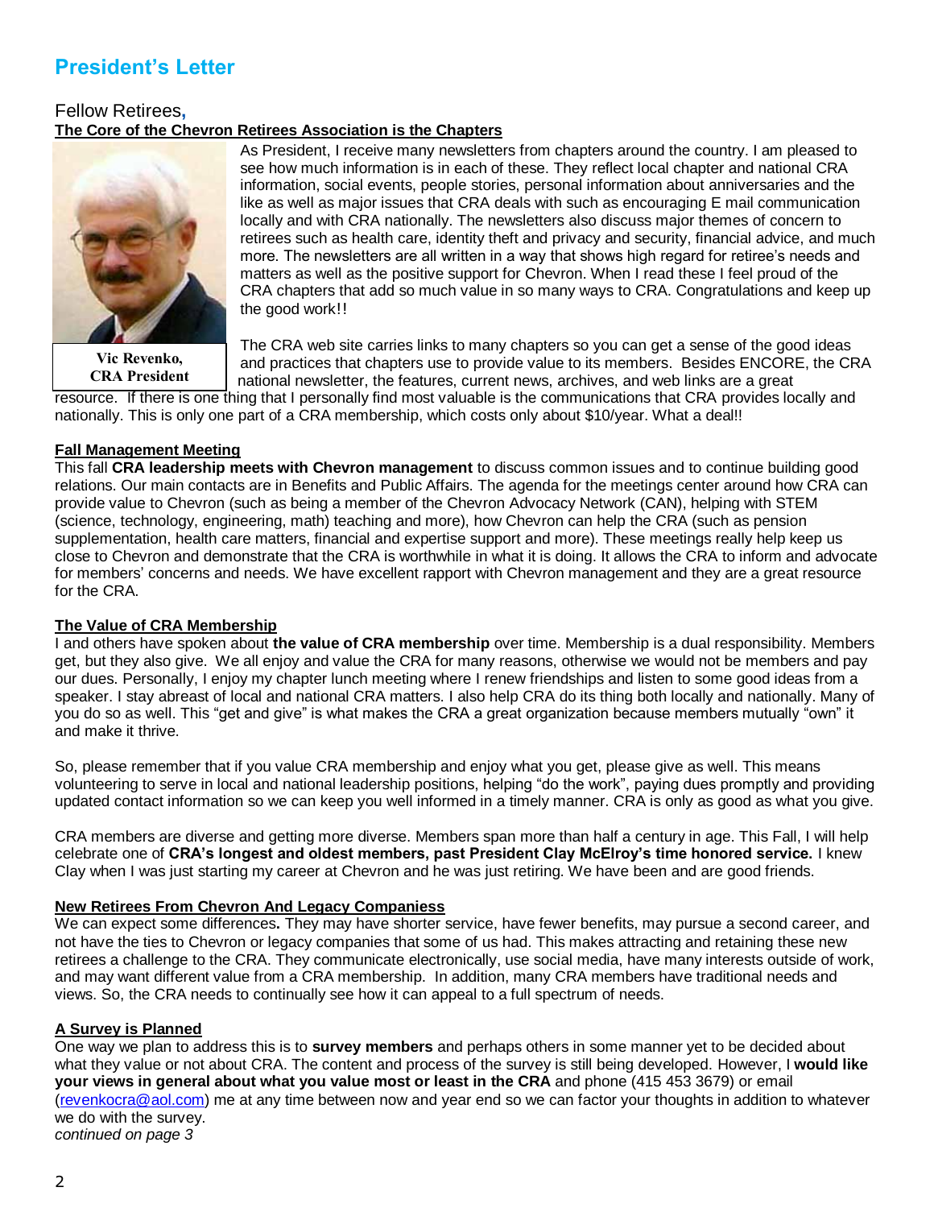# President's Letter

Fellow Retirees,

**The Core of the Chevron Retirees Association is the Chapters**

Vic Revenko,
CRA President

As President, I receive many newsletters from chapters around the country. I am pleased to see how much information is in each of these. They reflect local chapter and national CRA information, social events, people stories, personal information about anniversaries and the like as well as major issues that CRA deals with such as encouraging E mail communication locally and with CRA nationally. The newsletters also discuss major themes of concern to retirees such as health care, identity theft and privacy and security, financial advice, and much more. The newsletters are all written in a way that shows high regard for retiree's needs and matters as well as the positive support for Chevron. When I read these I feel proud of the CRA chapters that add so much value in so many ways to CRA. Congratulations and keep up the good work!!

The CRA web site carries links to many chapters so you can get a sense of the good ideas and practices that chapters use to provide value to its members. Besides ENCORE, the CRA national newsletter, the features, current news, archives, and web links are a great resource. If there is one thing that I personally find most valuable is the communications that CRA provides locally and nationally. This is only one part of a CRA membership, which costs only about $10/year. What a deal!!

**Fall Management Meeting**

This fall **CRA leadership meets with Chevron management** to discuss common issues and to continue building good relations. Our main contacts are in Benefits and Public Affairs. The agenda for the meetings center around how CRA can provide value to Chevron (such as being a member of the Chevron Advocacy Network (CAN), helping with STEM (science, technology, engineering, math) teaching and more), how Chevron can help the CRA (such as pension supplementation, health care matters, financial and expertise support and more). These meetings really help keep us close to Chevron and demonstrate that the CRA is worthwhile in what it is doing. It allows the CRA to inform and advocate for members' concerns and needs. We have excellent rapport with Chevron management and they are a great resource for the CRA.

**The Value of CRA Membership**

I and others have spoken about **the value of CRA membership** over time. Membership is a dual responsibility. Members get, but they also give. We all enjoy and value the CRA for many reasons, otherwise we would not be members and pay our dues. Personally, I enjoy my chapter lunch meeting where I renew friendships and listen to some good ideas from a speaker. I stay abreast of local and national CRA matters. I also help CRA do its thing both locally and nationally. Many of you do so as well. This "get and give" is what makes the CRA a great organization because members mutually "own" it and make it thrive.

So, please remember that if you value CRA membership and enjoy what you get, please give as well. This means volunteering to serve in local and national leadership positions, helping "do the work", paying dues promptly and providing updated contact information so we can keep you well informed in a timely manner. CRA is only as good as what you give.

CRA members are diverse and getting more diverse. Members span more than half a century in age. This Fall, I will help celebrate one of **CRA's longest and oldest members, past President Clay McElroy's time honored service.** I knew Clay when I was just starting my career at Chevron and he was just retiring. We have been and are good friends.

**New Retirees From Chevron And Legacy Companiess**

We can expect some differences**.** They may have shorter service, have fewer benefits, may pursue a second career, and not have the ties to Chevron or legacy companies that some of us had. This makes attracting and retaining these new retirees a challenge to the CRA. They communicate electronically, use social media, have many interests outside of work, and may want different value from a CRA membership. In addition, many CRA members have traditional needs and views. So, the CRA needs to continually see how it can appeal to a full spectrum of needs.

**A Survey is Planned**

One way we plan to address this is to **survey members** and perhaps others in some manner yet to be decided about what they value or not about CRA. The content and process of the survey is still being developed. However, I **would like your views in general about what you value most or least in the CRA** and phone (415 453 3679) or email (revenkocra@aol.com) me at any time between now and year end so we can factor your thoughts in addition to whatever we do with the survey.

*continued on page 3*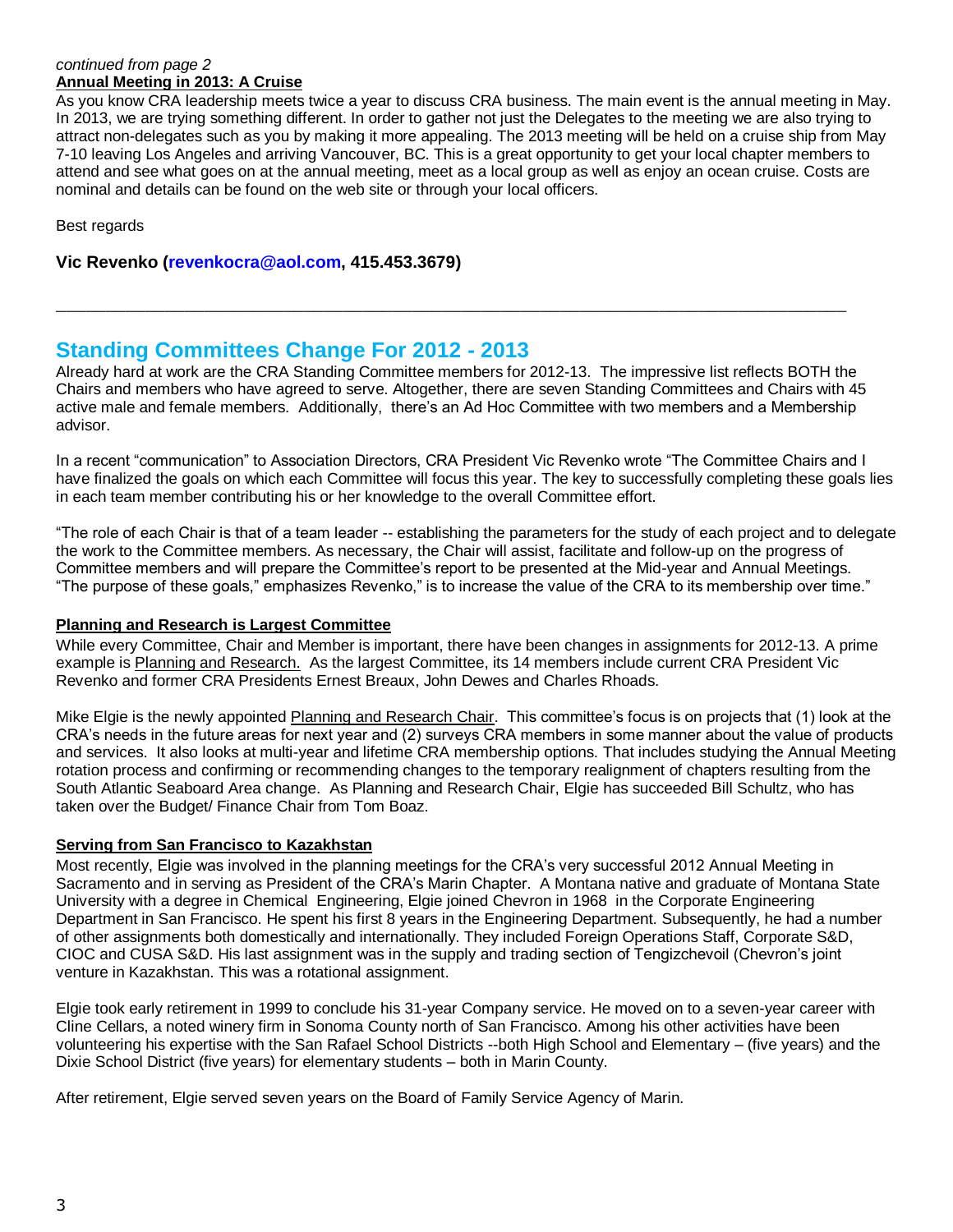*continued from page 2*

**Annual Meeting in 2013: A Cruise**

As you know CRA leadership meets twice a year to discuss CRA business. The main event is the annual meeting in May. In 2013, we are trying something different. In order to gather not just the Delegates to the meeting we are also trying to attract non-delegates such as you by making it more appealing. The 2013 meeting will be held on a cruise ship from May 7-10 leaving Los Angeles and arriving Vancouver, BC. This is a great opportunity to get your local chapter members to attend and see what goes on at the annual meeting, meet as a local group as well as enjoy an ocean cruise. Costs are nominal and details can be found on the web site or through your local officers.

Best regards

**Vic Revenko (revenkocra@aol.com, 415.453.3679)**

---

## Standing Committees Change For 2012 - 2013

Already hard at work are the CRA Standing Committee members for 2012-13. The impressive list reflects BOTH the Chairs and members who have agreed to serve. Altogether, there are seven Standing Committees and Chairs with 45 active male and female members. Additionally, there's an Ad Hoc Committee with two members and a Membership advisor.

In a recent "communication" to Association Directors, CRA President Vic Revenko wrote "The Committee Chairs and I have finalized the goals on which each Committee will focus this year. The key to successfully completing these goals lies in each team member contributing his or her knowledge to the overall Committee effort.

"The role of each Chair is that of a team leader -- establishing the parameters for the study of each project and to delegate the work to the Committee members. As necessary, the Chair will assist, facilitate and follow-up on the progress of Committee members and will prepare the Committee's report to be presented at the Mid-year and Annual Meetings. "The purpose of these goals," emphasizes Revenko," is to increase the value of the CRA to its membership over time."

**Planning and Research is Largest Committee**

While every Committee, Chair and Member is important, there have been changes in assignments for 2012-13. A prime example is Planning and Research. As the largest Committee, its 14 members include current CRA President Vic Revenko and former CRA Presidents Ernest Breaux, John Dewes and Charles Rhoads.

Mike Elgie is the newly appointed Planning and Research Chair. This committee's focus is on projects that (1) look at the CRA's needs in the future areas for next year and (2) surveys CRA members in some manner about the value of products and services. It also looks at multi-year and lifetime CRA membership options. That includes studying the Annual Meeting rotation process and confirming or recommending changes to the temporary realignment of chapters resulting from the South Atlantic Seaboard Area change. As Planning and Research Chair, Elgie has succeeded Bill Schultz, who has taken over the Budget/ Finance Chair from Tom Boaz.

**Serving from San Francisco to Kazakhstan**

Most recently, Elgie was involved in the planning meetings for the CRA's very successful 2012 Annual Meeting in Sacramento and in serving as President of the CRA's Marin Chapter. A Montana native and graduate of Montana State University with a degree in Chemical Engineering, Elgie joined Chevron in 1968 in the Corporate Engineering Department in San Francisco. He spent his first 8 years in the Engineering Department. Subsequently, he had a number of other assignments both domestically and internationally. They included Foreign Operations Staff, Corporate S&D, CIOC and CUSA S&D. His last assignment was in the supply and trading section of Tengizchevoil (Chevron's joint venture in Kazakhstan. This was a rotational assignment.

Elgie took early retirement in 1999 to conclude his 31-year Company service. He moved on to a seven-year career with Cline Cellars, a noted winery firm in Sonoma County north of San Francisco. Among his other activities have been volunteering his expertise with the San Rafael School Districts --both High School and Elementary – (five years) and the Dixie School District (five years) for elementary students – both in Marin County.

After retirement, Elgie served seven years on the Board of Family Service Agency of Marin.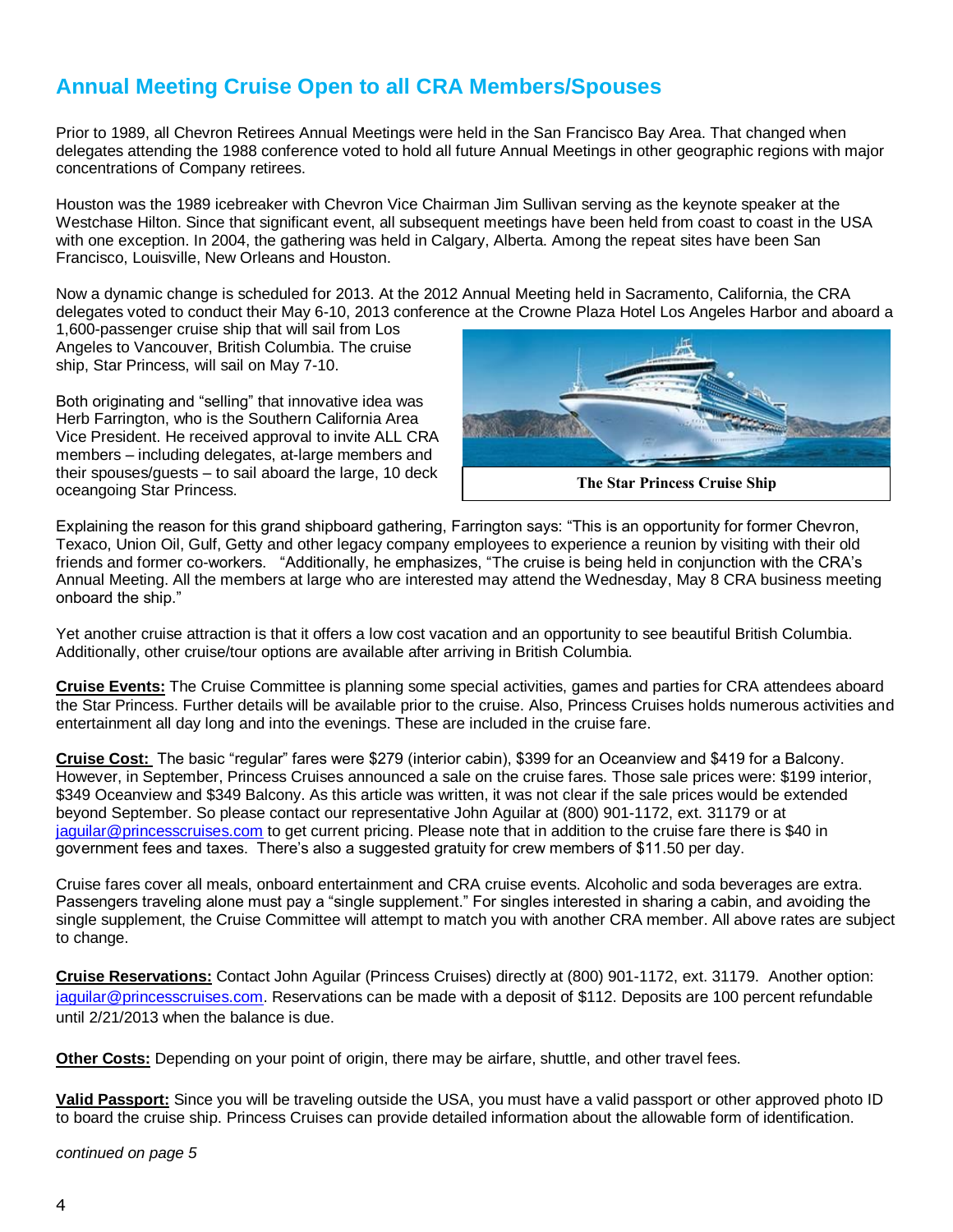## Annual Meeting Cruise Open to all CRA Members/Spouses

Prior to 1989, all Chevron Retirees Annual Meetings were held in the San Francisco Bay Area. That changed when delegates attending the 1988 conference voted to hold all future Annual Meetings in other geographic regions with major concentrations of Company retirees.

Houston was the 1989 icebreaker with Chevron Vice Chairman Jim Sullivan serving as the keynote speaker at the Westchase Hilton. Since that significant event, all subsequent meetings have been held from coast to coast in the USA with one exception. In 2004, the gathering was held in Calgary, Alberta. Among the repeat sites have been San Francisco, Louisville, New Orleans and Houston.

Now a dynamic change is scheduled for 2013. At the 2012 Annual Meeting held in Sacramento, California, the CRA delegates voted to conduct their May 6-10, 2013 conference at the Crowne Plaza Hotel Los Angeles Harbor and aboard a 1,600-passenger cruise ship that will sail from Los Angeles to Vancouver, British Columbia. The cruise ship, Star Princess, will sail on May 7-10.

Both originating and "selling" that innovative idea was Herb Farrington, who is the Southern California Area Vice President. He received approval to invite ALL CRA members – including delegates, at-large members and their spouses/guests – to sail aboard the large, 10 deck oceangoing Star Princess.

The Star Princess Cruise Ship

Explaining the reason for this grand shipboard gathering, Farrington says: "This is an opportunity for former Chevron, Texaco, Union Oil, Gulf, Getty and other legacy company employees to experience a reunion by visiting with their old friends and former co-workers. "Additionally, he emphasizes, "The cruise is being held in conjunction with the CRA's Annual Meeting. All the members at large who are interested may attend the Wednesday, May 8 CRA business meeting onboard the ship."

Yet another cruise attraction is that it offers a low cost vacation and an opportunity to see beautiful British Columbia. Additionally, other cruise/tour options are available after arriving in British Columbia.

**Cruise Events:** The Cruise Committee is planning some special activities, games and parties for CRA attendees aboard the Star Princess. Further details will be available prior to the cruise. Also, Princess Cruises holds numerous activities and entertainment all day long and into the evenings. These are included in the cruise fare.

**Cruise Cost:** The basic "regular" fares were $279 (interior cabin), $399 for an Oceanview and $419 for a Balcony. However, in September, Princess Cruises announced a sale on the cruise fares. Those sale prices were: $199 interior, $349 Oceanview and $349 Balcony. As this article was written, it was not clear if the sale prices would be extended beyond September. So please contact our representative John Aguilar at (800) 901-1172, ext. 31179 or at jaguilar@princesscruises.com to get current pricing. Please note that in addition to the cruise fare there is $40 in government fees and taxes. There's also a suggested gratuity for crew members of $11.50 per day.

Cruise fares cover all meals, onboard entertainment and CRA cruise events. Alcoholic and soda beverages are extra. Passengers traveling alone must pay a "single supplement." For singles interested in sharing a cabin, and avoiding the single supplement, the Cruise Committee will attempt to match you with another CRA member. All above rates are subject to change.

**Cruise Reservations:** Contact John Aguilar (Princess Cruises) directly at (800) 901-1172, ext. 31179. Another option: jaguilar@princesscruises.com. Reservations can be made with a deposit of $112. Deposits are 100 percent refundable until 2/21/2013 when the balance is due.

**Other Costs:** Depending on your point of origin, there may be airfare, shuttle, and other travel fees.

**Valid Passport:** Since you will be traveling outside the USA, you must have a valid passport or other approved photo ID to board the cruise ship. Princess Cruises can provide detailed information about the allowable form of identification.

*continued on page 5*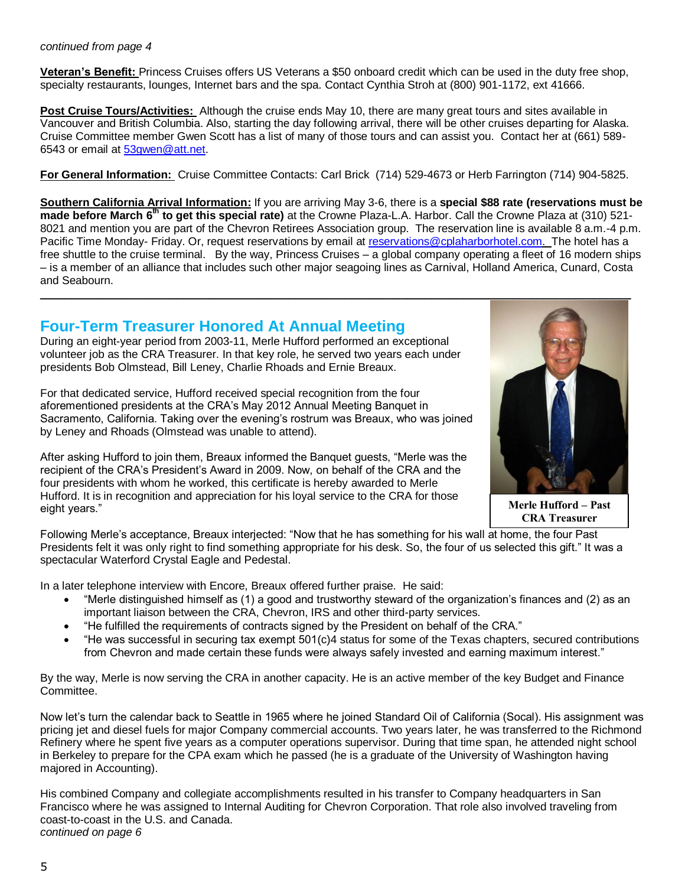*continued from page 4*

**Veteran's Benefit:** Princess Cruises offers US Veterans a $50 onboard credit which can be used in the duty free shop, specialty restaurants, lounges, Internet bars and the spa. Contact Cynthia Stroh at (800) 901-1172, ext 41666.

**Post Cruise Tours/Activities:** Although the cruise ends May 10, there are many great tours and sites available in Vancouver and British Columbia. Also, starting the day following arrival, there will be other cruises departing for Alaska. Cruise Committee member Gwen Scott has a list of many of those tours and can assist you. Contact her at (661) 589-6543 or email at 53gwen@att.net.

**For General Information:** Cruise Committee Contacts: Carl Brick (714) 529-4673 or Herb Farrington (714) 904-5825.

**Southern California Arrival Information:** If you are arriving May 3-6, there is a **special $88 rate (reservations must be made before March 6th to get this special rate)** at the Crowne Plaza-L.A. Harbor. Call the Crowne Plaza at (310) 521-8021 and mention you are part of the Chevron Retirees Association group. The reservation line is available 8 a.m.-4 p.m. Pacific Time Monday- Friday. Or, request reservations by email at reservations@cplaharborhotel.com. The hotel has a free shuttle to the cruise terminal. By the way, Princess Cruises – a global company operating a fleet of 16 modern ships – is a member of an alliance that includes such other major seagoing lines as Carnival, Holland America, Cunard, Costa and Seabourn.

---

## Four-Term Treasurer Honored At Annual Meeting

During an eight-year period from 2003-11, Merle Hufford performed an exceptional volunteer job as the CRA Treasurer. In that key role, he served two years each under presidents Bob Olmstead, Bill Leney, Charlie Rhoads and Ernie Breaux.

For that dedicated service, Hufford received special recognition from the four aforementioned presidents at the CRA's May 2012 Annual Meeting Banquet in Sacramento, California. Taking over the evening's rostrum was Breaux, who was joined by Leney and Rhoads (Olmstead was unable to attend).

After asking Hufford to join them, Breaux informed the Banquet guests, "Merle was the recipient of the CRA's President's Award in 2009. Now, on behalf of the CRA and the four presidents with whom he worked, this certificate is hereby awarded to Merle Hufford. It is in recognition and appreciation for his loyal service to the CRA for those eight years."

**Merle Hufford – Past CRA Treasurer**

Following Merle's acceptance, Breaux interjected: "Now that he has something for his wall at home, the four Past Presidents felt it was only right to find something appropriate for his desk. So, the four of us selected this gift." It was a spectacular Waterford Crystal Eagle and Pedestal.

In a later telephone interview with Encore, Breaux offered further praise. He said:

- "Merle distinguished himself as (1) a good and trustworthy steward of the organization's finances and (2) as an important liaison between the CRA, Chevron, IRS and other third-party services.
- "He fulfilled the requirements of contracts signed by the President on behalf of the CRA."
- "He was successful in securing tax exempt 501(c)4 status for some of the Texas chapters, secured contributions from Chevron and made certain these funds were always safely invested and earning maximum interest."

By the way, Merle is now serving the CRA in another capacity. He is an active member of the key Budget and Finance Committee.

Now let's turn the calendar back to Seattle in 1965 where he joined Standard Oil of California (Socal). His assignment was pricing jet and diesel fuels for major Company commercial accounts. Two years later, he was transferred to the Richmond Refinery where he spent five years as a computer operations supervisor. During that time span, he attended night school in Berkeley to prepare for the CPA exam which he passed (he is a graduate of the University of Washington having majored in Accounting).

His combined Company and collegiate accomplishments resulted in his transfer to Company headquarters in San Francisco where he was assigned to Internal Auditing for Chevron Corporation. That role also involved traveling from coast-to-coast in the U.S. and Canada.

*continued on page 6*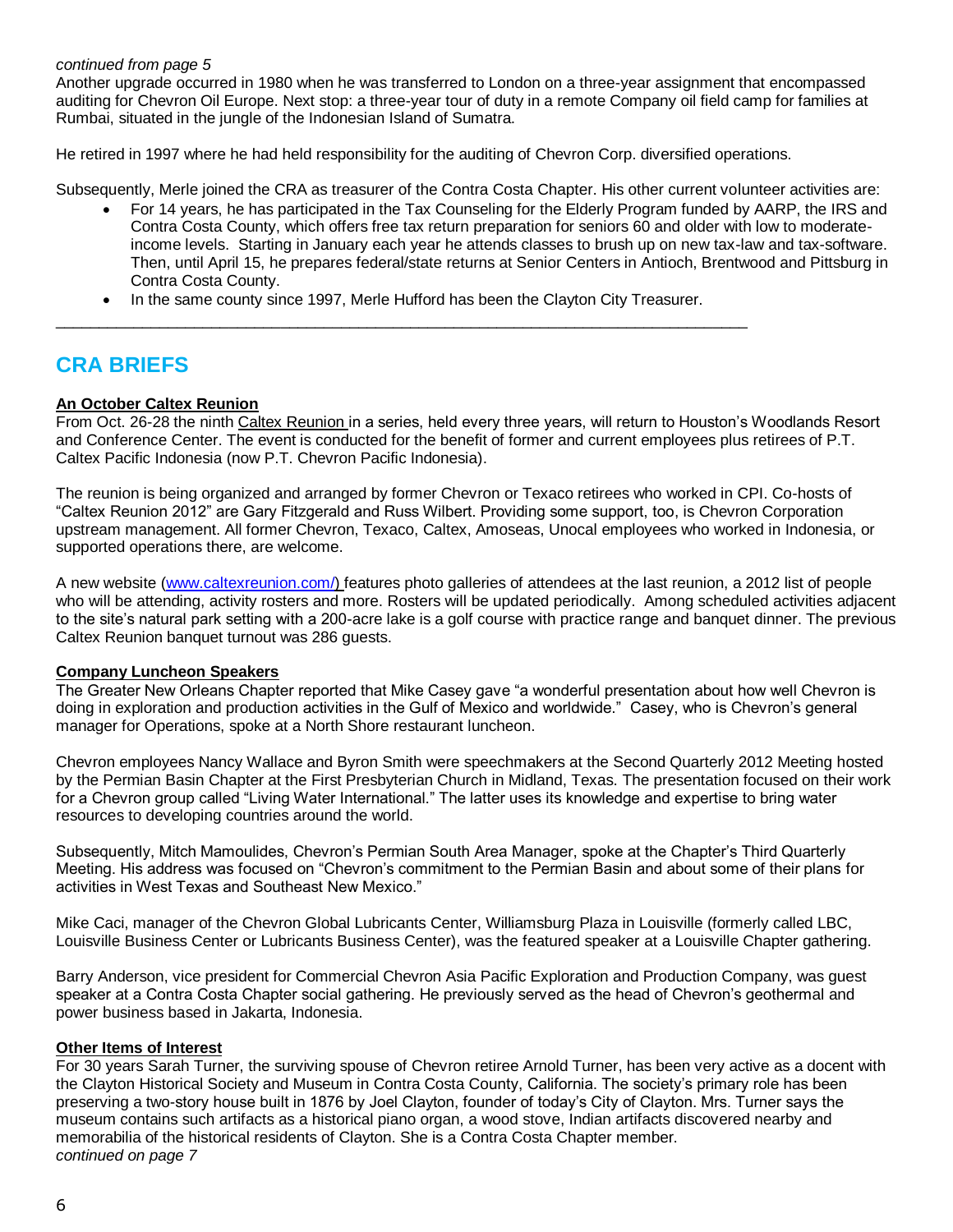*continued from page 5*

Another upgrade occurred in 1980 when he was transferred to London on a three-year assignment that encompassed auditing for Chevron Oil Europe. Next stop: a three-year tour of duty in a remote Company oil field camp for families at Rumbai, situated in the jungle of the Indonesian Island of Sumatra.

He retired in 1997 where he had held responsibility for the auditing of Chevron Corp. diversified operations.

Subsequently, Merle joined the CRA as treasurer of the Contra Costa Chapter. His other current volunteer activities are:

- For 14 years, he has participated in the Tax Counseling for the Elderly Program funded by AARP, the IRS and Contra Costa County, which offers free tax return preparation for seniors 60 and older with low to moderate-income levels. Starting in January each year he attends classes to brush up on new tax-law and tax-software. Then, until April 15, he prepares federal/state returns at Senior Centers in Antioch, Brentwood and Pittsburg in Contra Costa County.
- In the same county since 1997, Merle Hufford has been the Clayton City Treasurer.

---

## CRA BRIEFS

**An October Caltex Reunion**

From Oct. 26-28 the ninth Caltex Reunion in a series, held every three years, will return to Houston's Woodlands Resort and Conference Center. The event is conducted for the benefit of former and current employees plus retirees of P.T. Caltex Pacific Indonesia (now P.T. Chevron Pacific Indonesia).

The reunion is being organized and arranged by former Chevron or Texaco retirees who worked in CPI. Co-hosts of "Caltex Reunion 2012" are Gary Fitzgerald and Russ Wilbert. Providing some support, too, is Chevron Corporation upstream management. All former Chevron, Texaco, Caltex, Amoseas, Unocal employees who worked in Indonesia, or supported operations there, are welcome.

A new website (www.caltexreunion.com/) features photo galleries of attendees at the last reunion, a 2012 list of people who will be attending, activity rosters and more. Rosters will be updated periodically. Among scheduled activities adjacent to the site's natural park setting with a 200-acre lake is a golf course with practice range and banquet dinner. The previous Caltex Reunion banquet turnout was 286 guests.

**Company Luncheon Speakers**

The Greater New Orleans Chapter reported that Mike Casey gave "a wonderful presentation about how well Chevron is doing in exploration and production activities in the Gulf of Mexico and worldwide." Casey, who is Chevron's general manager for Operations, spoke at a North Shore restaurant luncheon.

Chevron employees Nancy Wallace and Byron Smith were speechmakers at the Second Quarterly 2012 Meeting hosted by the Permian Basin Chapter at the First Presbyterian Church in Midland, Texas. The presentation focused on their work for a Chevron group called "Living Water International." The latter uses its knowledge and expertise to bring water resources to developing countries around the world.

Subsequently, Mitch Mamoulides, Chevron's Permian South Area Manager, spoke at the Chapter's Third Quarterly Meeting. His address was focused on "Chevron's commitment to the Permian Basin and about some of their plans for activities in West Texas and Southeast New Mexico."

Mike Caci, manager of the Chevron Global Lubricants Center, Williamsburg Plaza in Louisville (formerly called LBC, Louisville Business Center or Lubricants Business Center), was the featured speaker at a Louisville Chapter gathering.

Barry Anderson, vice president for Commercial Chevron Asia Pacific Exploration and Production Company, was guest speaker at a Contra Costa Chapter social gathering. He previously served as the head of Chevron's geothermal and power business based in Jakarta, Indonesia.

**Other Items of Interest**

For 30 years Sarah Turner, the surviving spouse of Chevron retiree Arnold Turner, has been very active as a docent with the Clayton Historical Society and Museum in Contra Costa County, California. The society's primary role has been preserving a two-story house built in 1876 by Joel Clayton, founder of today's City of Clayton. Mrs. Turner says the museum contains such artifacts as a historical piano organ, a wood stove, Indian artifacts discovered nearby and memorabilia of the historical residents of Clayton. She is a Contra Costa Chapter member.

*continued on page 7*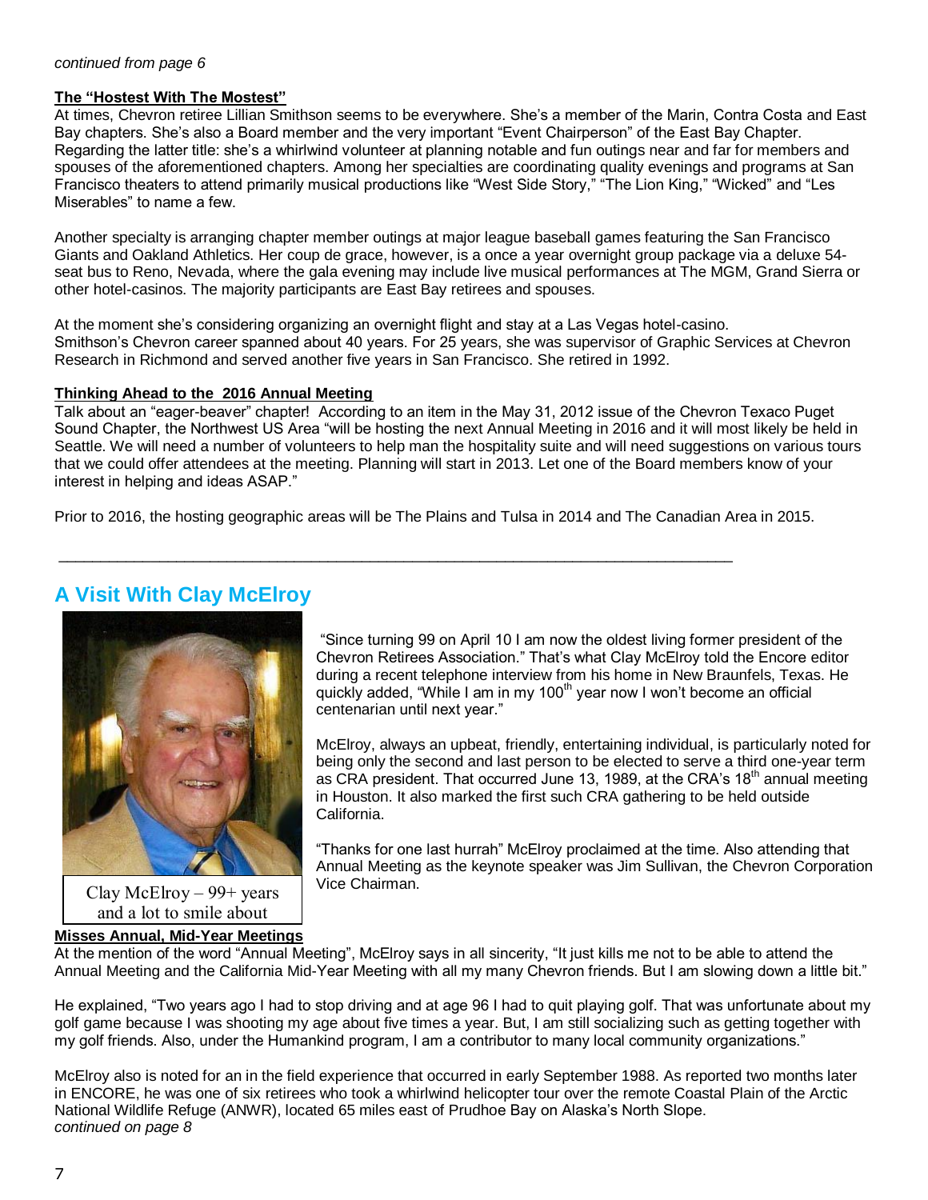*continued from page 6*

**The "Hostest With The Mostest"**

At times, Chevron retiree Lillian Smithson seems to be everywhere. She's a member of the Marin, Contra Costa and East Bay chapters. She's also a Board member and the very important "Event Chairperson" of the East Bay Chapter. Regarding the latter title: she's a whirlwind volunteer at planning notable and fun outings near and far for members and spouses of the aforementioned chapters. Among her specialties are coordinating quality evenings and programs at San Francisco theaters to attend primarily musical productions like "West Side Story," "The Lion King," "Wicked" and "Les Miserables" to name a few.

Another specialty is arranging chapter member outings at major league baseball games featuring the San Francisco Giants and Oakland Athletics. Her coup de grace, however, is a once a year overnight group package via a deluxe 54-seat bus to Reno, Nevada, where the gala evening may include live musical performances at The MGM, Grand Sierra or other hotel-casinos. The majority participants are East Bay retirees and spouses.

At the moment she's considering organizing an overnight flight and stay at a Las Vegas hotel-casino. Smithson's Chevron career spanned about 40 years. For 25 years, she was supervisor of Graphic Services at Chevron Research in Richmond and served another five years in San Francisco. She retired in 1992.

**Thinking Ahead to the 2016 Annual Meeting**

Talk about an "eager-beaver" chapter! According to an item in the May 31, 2012 issue of the Chevron Texaco Puget Sound Chapter, the Northwest US Area "will be hosting the next Annual Meeting in 2016 and it will most likely be held in Seattle. We will need a number of volunteers to help man the hospitality suite and will need suggestions on various tours that we could offer attendees at the meeting. Planning will start in 2013. Let one of the Board members know of your interest in helping and ideas ASAP."

Prior to 2016, the hosting geographic areas will be The Plains and Tulsa in 2014 and The Canadian Area in 2015.

---

## A Visit With Clay McElroy

Clay McElroy – 99+ years and a lot to smile about

"Since turning 99 on April 10 I am now the oldest living former president of the Chevron Retirees Association." That's what Clay McElroy told the Encore editor during a recent telephone interview from his home in New Braunfels, Texas. He quickly added, "While I am in my 100th year now I won't become an official centenarian until next year."

McElroy, always an upbeat, friendly, entertaining individual, is particularly noted for being only the second and last person to be elected to serve a third one-year term as CRA president. That occurred June 13, 1989, at the CRA's 18th annual meeting in Houston. It also marked the first such CRA gathering to be held outside California.

"Thanks for one last hurrah" McElroy proclaimed at the time. Also attending that Annual Meeting as the keynote speaker was Jim Sullivan, the Chevron Corporation Vice Chairman.

**Misses Annual, Mid-Year Meetings**

At the mention of the word "Annual Meeting", McElroy says in all sincerity, "It just kills me not to be able to attend the Annual Meeting and the California Mid-Year Meeting with all my many Chevron friends. But I am slowing down a little bit."

He explained, "Two years ago I had to stop driving and at age 96 I had to quit playing golf. That was unfortunate about my golf game because I was shooting my age about five times a year. But, I am still socializing such as getting together with my golf friends. Also, under the Humankind program, I am a contributor to many local community organizations."

McElroy also is noted for an in the field experience that occurred in early September 1988. As reported two months later in ENCORE, he was one of six retirees who took a whirlwind helicopter tour over the remote Coastal Plain of the Arctic National Wildlife Refuge (ANWR), located 65 miles east of Prudhoe Bay on Alaska's North Slope.

*continued on page 8*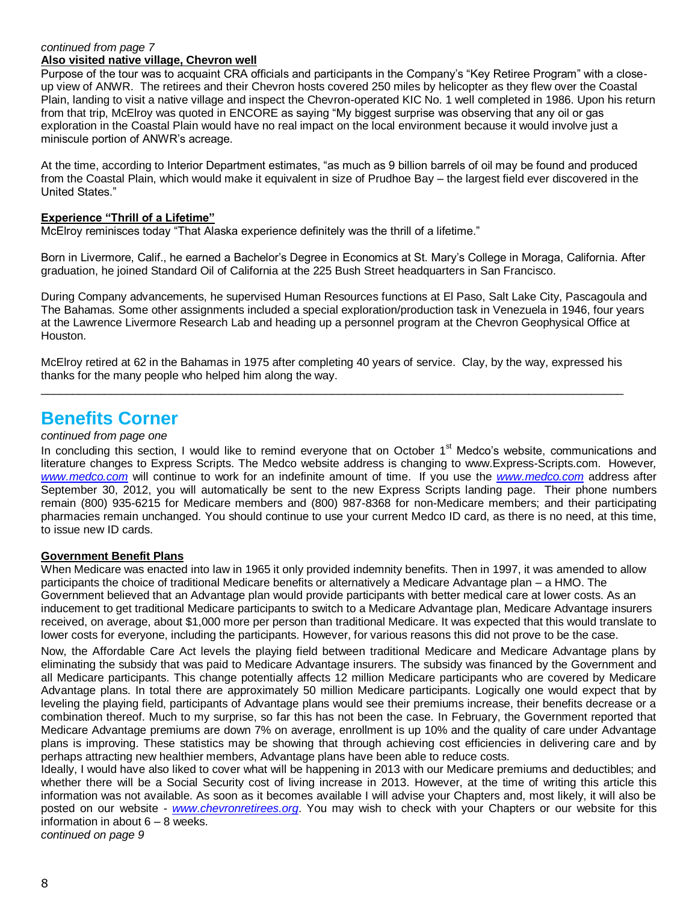*continued from page 7*

**Also visited native village, Chevron well**

Purpose of the tour was to acquaint CRA officials and participants in the Company's "Key Retiree Program" with a close-up view of ANWR. The retirees and their Chevron hosts covered 250 miles by helicopter as they flew over the Coastal Plain, landing to visit a native village and inspect the Chevron-operated KIC No. 1 well completed in 1986. Upon his return from that trip, McElroy was quoted in ENCORE as saying "My biggest surprise was observing that any oil or gas exploration in the Coastal Plain would have no real impact on the local environment because it would involve just a miniscule portion of ANWR's acreage.

At the time, according to Interior Department estimates, "as much as 9 billion barrels of oil may be found and produced from the Coastal Plain, which would make it equivalent in size of Prudhoe Bay – the largest field ever discovered in the United States."

**Experience "Thrill of a Lifetime"**

McElroy reminisces today "That Alaska experience definitely was the thrill of a lifetime."

Born in Livermore, Calif., he earned a Bachelor's Degree in Economics at St. Mary's College in Moraga, California. After graduation, he joined Standard Oil of California at the 225 Bush Street headquarters in San Francisco.

During Company advancements, he supervised Human Resources functions at El Paso, Salt Lake City, Pascagoula and The Bahamas. Some other assignments included a special exploration/production task in Venezuela in 1946, four years at the Lawrence Livermore Research Lab and heading up a personnel program at the Chevron Geophysical Office at Houston.

McElroy retired at 62 in the Bahamas in 1975 after completing 40 years of service. Clay, by the way, expressed his thanks for the many people who helped him along the way.

---

# Benefits Corner

*continued from page one*

In concluding this section, I would like to remind everyone that on October 1st Medco's website, communications and literature changes to Express Scripts. The Medco website address is changing to www.Express-Scripts.com. However, *www.medco.com* will continue to work for an indefinite amount of time. If you use the *www.medco.com* address after September 30, 2012, you will automatically be sent to the new Express Scripts landing page. Their phone numbers remain (800) 935-6215 for Medicare members and (800) 987-8368 for non-Medicare members; and their participating pharmacies remain unchanged. You should continue to use your current Medco ID card, as there is no need, at this time, to issue new ID cards.

**Government Benefit Plans**

When Medicare was enacted into law in 1965 it only provided indemnity benefits. Then in 1997, it was amended to allow participants the choice of traditional Medicare benefits or alternatively a Medicare Advantage plan – a HMO. The Government believed that an Advantage plan would provide participants with better medical care at lower costs. As an inducement to get traditional Medicare participants to switch to a Medicare Advantage plan, Medicare Advantage insurers received, on average, about $1,000 more per person than traditional Medicare. It was expected that this would translate to lower costs for everyone, including the participants. However, for various reasons this did not prove to be the case.

Now, the Affordable Care Act levels the playing field between traditional Medicare and Medicare Advantage plans by eliminating the subsidy that was paid to Medicare Advantage insurers. The subsidy was financed by the Government and all Medicare participants. This change potentially affects 12 million Medicare participants who are covered by Medicare Advantage plans. In total there are approximately 50 million Medicare participants. Logically one would expect that by leveling the playing field, participants of Advantage plans would see their premiums increase, their benefits decrease or a combination thereof. Much to my surprise, so far this has not been the case. In February, the Government reported that Medicare Advantage premiums are down 7% on average, enrollment is up 10% and the quality of care under Advantage plans is improving. These statistics may be showing that through achieving cost efficiencies in delivering care and by perhaps attracting new healthier members, Advantage plans have been able to reduce costs.

Ideally, I would have also liked to cover what will be happening in 2013 with our Medicare premiums and deductibles; and whether there will be a Social Security cost of living increase in 2013. However, at the time of writing this article this information was not available. As soon as it becomes available I will advise your Chapters and, most likely, it will also be posted on our website - *www.chevronretirees.org*. You may wish to check with your Chapters or our website for this information in about 6 – 8 weeks.

*continued on page 9*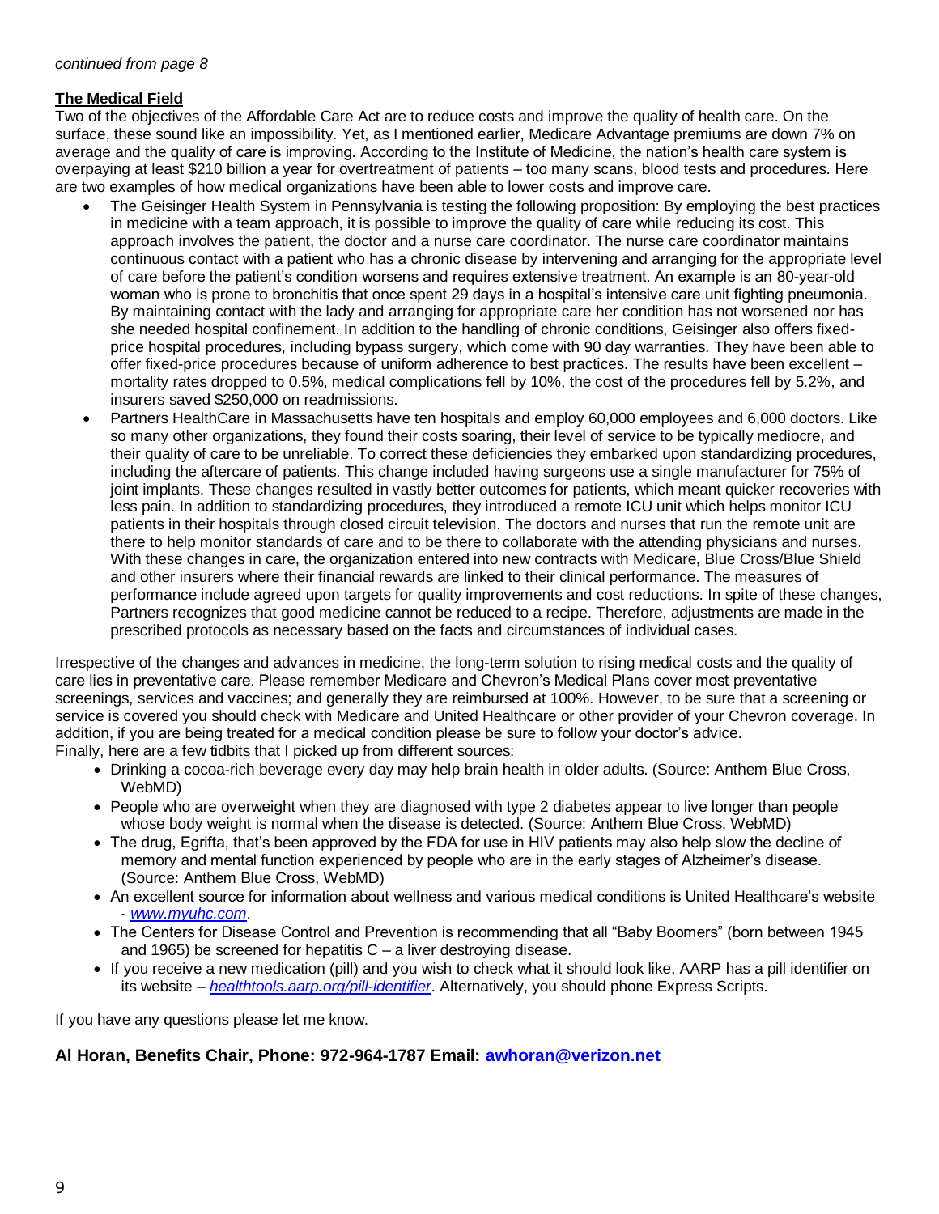*continued from page 8*

**The Medical Field**

Two of the objectives of the Affordable Care Act are to reduce costs and improve the quality of health care. On the surface, these sound like an impossibility. Yet, as I mentioned earlier, Medicare Advantage premiums are down 7% on average and the quality of care is improving. According to the Institute of Medicine, the nation's health care system is overpaying at least $210 billion a year for overtreatment of patients – too many scans, blood tests and procedures. Here are two examples of how medical organizations have been able to lower costs and improve care.

- The Geisinger Health System in Pennsylvania is testing the following proposition: By employing the best practices in medicine with a team approach, it is possible to improve the quality of care while reducing its cost. This approach involves the patient, the doctor and a nurse care coordinator. The nurse care coordinator maintains continuous contact with a patient who has a chronic disease by intervening and arranging for the appropriate level of care before the patient's condition worsens and requires extensive treatment. An example is an 80-year-old woman who is prone to bronchitis that once spent 29 days in a hospital's intensive care unit fighting pneumonia. By maintaining contact with the lady and arranging for appropriate care her condition has not worsened nor has she needed hospital confinement. In addition to the handling of chronic conditions, Geisinger also offers fixed-price hospital procedures, including bypass surgery, which come with 90 day warranties. They have been able to offer fixed-price procedures because of uniform adherence to best practices. The results have been excellent – mortality rates dropped to 0.5%, medical complications fell by 10%, the cost of the procedures fell by 5.2%, and insurers saved $250,000 on readmissions.
- Partners HealthCare in Massachusetts have ten hospitals and employ 60,000 employees and 6,000 doctors. Like so many other organizations, they found their costs soaring, their level of service to be typically mediocre, and their quality of care to be unreliable. To correct these deficiencies they embarked upon standardizing procedures, including the aftercare of patients. This change included having surgeons use a single manufacturer for 75% of joint implants. These changes resulted in vastly better outcomes for patients, which meant quicker recoveries with less pain. In addition to standardizing procedures, they introduced a remote ICU unit which helps monitor ICU patients in their hospitals through closed circuit television. The doctors and nurses that run the remote unit are there to help monitor standards of care and to be there to collaborate with the attending physicians and nurses. With these changes in care, the organization entered into new contracts with Medicare, Blue Cross/Blue Shield and other insurers where their financial rewards are linked to their clinical performance. The measures of performance include agreed upon targets for quality improvements and cost reductions. In spite of these changes, Partners recognizes that good medicine cannot be reduced to a recipe. Therefore, adjustments are made in the prescribed protocols as necessary based on the facts and circumstances of individual cases.

Irrespective of the changes and advances in medicine, the long-term solution to rising medical costs and the quality of care lies in preventative care. Please remember Medicare and Chevron's Medical Plans cover most preventative screenings, services and vaccines; and generally they are reimbursed at 100%. However, to be sure that a screening or service is covered you should check with Medicare and United Healthcare or other provider of your Chevron coverage. In addition, if you are being treated for a medical condition please be sure to follow your doctor's advice.
Finally, here are a few tidbits that I picked up from different sources:

- Drinking a cocoa-rich beverage every day may help brain health in older adults. (Source: Anthem Blue Cross, WebMD)
- People who are overweight when they are diagnosed with type 2 diabetes appear to live longer than people whose body weight is normal when the disease is detected. (Source: Anthem Blue Cross, WebMD)
- The drug, Egrifta, that's been approved by the FDA for use in HIV patients may also help slow the decline of memory and mental function experienced by people who are in the early stages of Alzheimer's disease. (Source: Anthem Blue Cross, WebMD)
- An excellent source for information about wellness and various medical conditions is United Healthcare's website - *www.myuhc.com*.
- The Centers for Disease Control and Prevention is recommending that all "Baby Boomers" (born between 1945 and 1965) be screened for hepatitis C – a liver destroying disease.
- If you receive a new medication (pill) and you wish to check what it should look like, AARP has a pill identifier on its website – *healthtools.aarp.org/pill-identifier*. Alternatively, you should phone Express Scripts.

If you have any questions please let me know.

**Al Horan, Benefits Chair, Phone: 972-964-1787 Email: awhoran@verizon.net**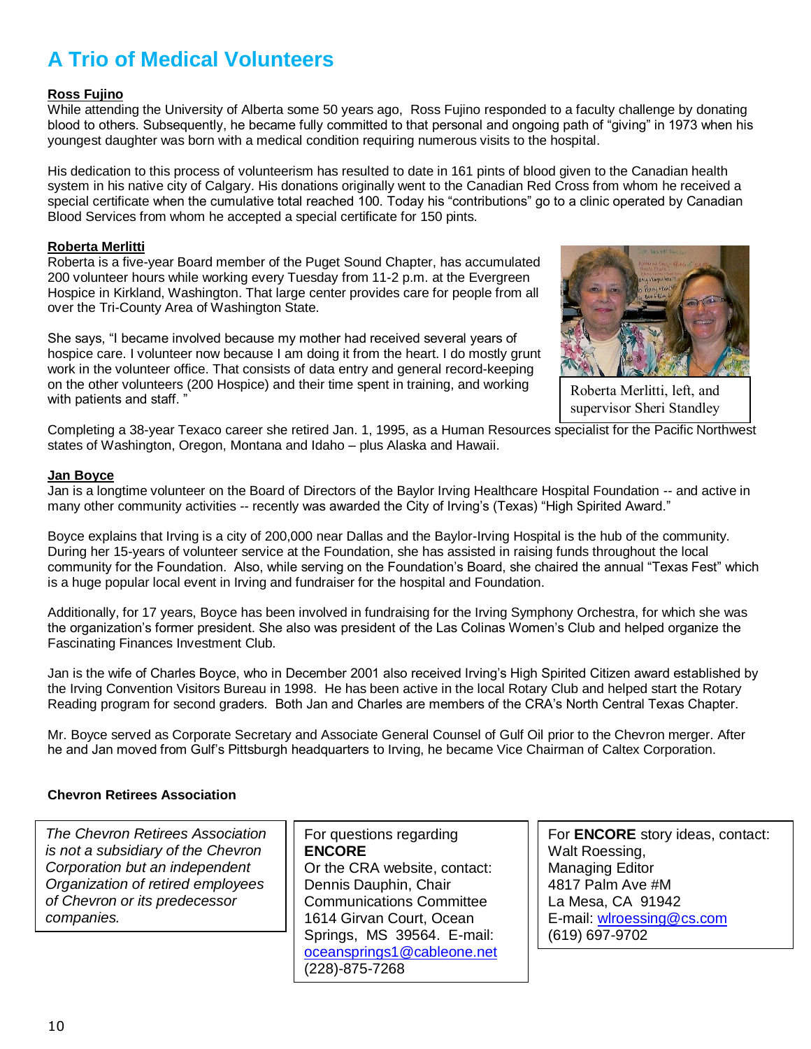# A Trio of Medical Volunteers

**Ross Fujino**

While attending the University of Alberta some 50 years ago, Ross Fujino responded to a faculty challenge by donating blood to others. Subsequently, he became fully committed to that personal and ongoing path of "giving" in 1973 when his youngest daughter was born with a medical condition requiring numerous visits to the hospital.

His dedication to this process of volunteerism has resulted to date in 161 pints of blood given to the Canadian health system in his native city of Calgary. His donations originally went to the Canadian Red Cross from whom he received a special certificate when the cumulative total reached 100. Today his "contributions" go to a clinic operated by Canadian Blood Services from whom he accepted a special certificate for 150 pints.

**Roberta Merlitti**

Roberta is a five-year Board member of the Puget Sound Chapter, has accumulated 200 volunteer hours while working every Tuesday from 11-2 p.m. at the Evergreen Hospice in Kirkland, Washington. That large center provides care for people from all over the Tri-County Area of Washington State.

She says, "I became involved because my mother had received several years of hospice care. I volunteer now because I am doing it from the heart. I do mostly grunt work in the volunteer office. That consists of data entry and general record-keeping on the other volunteers (200 Hospice) and their time spent in training, and working with patients and staff. "

Roberta Merlitti, left, and supervisor Sheri Standley

Completing a 38-year Texaco career she retired Jan. 1, 1995, as a Human Resources specialist for the Pacific Northwest states of Washington, Oregon, Montana and Idaho – plus Alaska and Hawaii.

**Jan Boyce**

Jan is a longtime volunteer on the Board of Directors of the Baylor Irving Healthcare Hospital Foundation -- and active in many other community activities -- recently was awarded the City of Irving's (Texas) "High Spirited Award."

Boyce explains that Irving is a city of 200,000 near Dallas and the Baylor-Irving Hospital is the hub of the community. During her 15-years of volunteer service at the Foundation, she has assisted in raising funds throughout the local community for the Foundation. Also, while serving on the Foundation's Board, she chaired the annual "Texas Fest" which is a huge popular local event in Irving and fundraiser for the hospital and Foundation.

Additionally, for 17 years, Boyce has been involved in fundraising for the Irving Symphony Orchestra, for which she was the organization's former president. She also was president of the Las Colinas Women's Club and helped organize the Fascinating Finances Investment Club.

Jan is the wife of Charles Boyce, who in December 2001 also received Irving's High Spirited Citizen award established by the Irving Convention Visitors Bureau in 1998. He has been active in the local Rotary Club and helped start the Rotary Reading program for second graders. Both Jan and Charles are members of the CRA's North Central Texas Chapter.

Mr. Boyce served as Corporate Secretary and Associate General Counsel of Gulf Oil prior to the Chevron merger. After he and Jan moved from Gulf's Pittsburgh headquarters to Irving, he became Vice Chairman of Caltex Corporation.

**Chevron Retirees Association**

*The Chevron Retirees Association is not a subsidiary of the Chevron Corporation but an independent Organization of retired employees of Chevron or its predecessor companies.*

For questions regarding **ENCORE**
Or the CRA website, contact:
Dennis Dauphin, Chair
Communications Committee
1614 Girvan Court, Ocean Springs, MS 39564. E-mail: oceansprings1@cableone.net
(228)-875-7268

For **ENCORE** story ideas, contact:
Walt Roessing,
Managing Editor
4817 Palm Ave #M
La Mesa, CA 91942
E-mail: wlroessing@cs.com
(619) 697-9702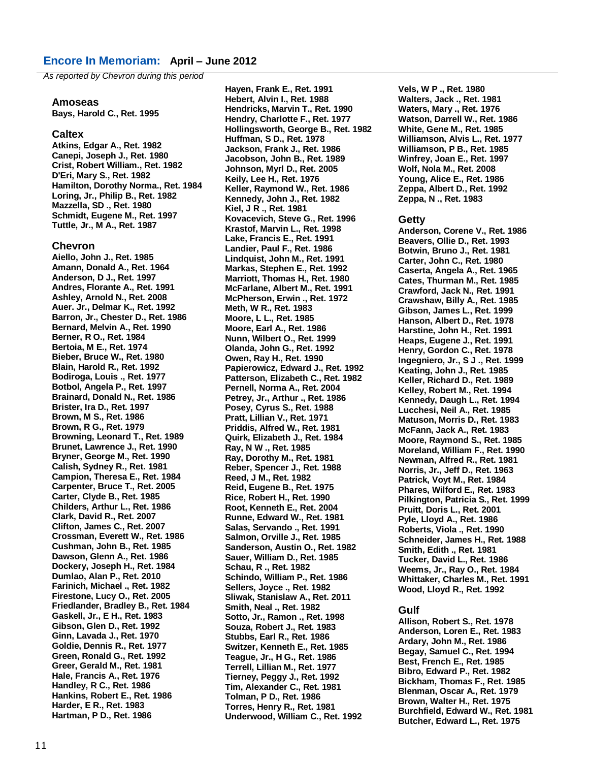## Encore In Memoriam: April – June 2012

*As reported by Chevron during this period*

### Amoseas

**Bays, Harold C., Ret. 1995**

### Caltex

**Atkins, Edgar A., Ret. 1982**
**Canepi, Joseph J., Ret. 1980**
**Crist, Robert William., Ret. 1982**
**D'Eri, Mary S., Ret. 1982**
**Hamilton, Dorothy Norma., Ret. 1984**
**Loring, Jr., Philip B., Ret. 1982**
**Mazzella, SD ., Ret. 1980**
**Schmidt, Eugene M., Ret. 1997**
**Tuttle, Jr., M A., Ret. 1987**

### Chevron

**Aiello, John J., Ret. 1985**
**Amann, Donald A., Ret. 1964**
**Anderson, D J., Ret. 1997**
**Andres, Florante A., Ret. 1991**
**Ashley, Arnold N., Ret. 2008**
**Auer. Jr., Delmar K., Ret. 1992**
**Barron, Jr., Chester D., Ret. 1986**
**Bernard, Melvin A., Ret. 1990**
**Berner, R O., Ret. 1984**
**Bertoia, M E., Ret. 1974**
**Bieber, Bruce W., Ret. 1980**
**Blain, Harold R., Ret. 1992**
**Bodiroga, Louis ., Ret. 1977**
**Botbol, Angela P., Ret. 1997**
**Brainard, Donald N., Ret. 1986**
**Brister, Ira D., Ret. 1997**
**Brown, M S., Ret. 1986**
**Brown, R G., Ret. 1979**
**Browning, Leonard T., Ret. 1989**
**Brunet, Lawrence J., Ret. 1990**
**Bryner, George M., Ret. 1990**
**Calish, Sydney R., Ret. 1981**
**Campion, Theresa E., Ret. 1984**
**Carpenter, Bruce T., Ret. 2005**
**Carter, Clyde B., Ret. 1985**
**Childers, Arthur L., Ret. 1986**
**Clark, David R., Ret. 2007**
**Clifton, James C., Ret. 2007**
**Crossman, Everett W., Ret. 1986**
**Cushman, John B., Ret. 1985**
**Dawson, Glenn A., Ret. 1986**
**Dockery, Joseph H., Ret. 1984**
**Dumlao, Alan P., Ret. 2010**
**Farinich, Michael ., Ret. 1982**
**Firestone, Lucy O., Ret. 2005**
**Friedlander, Bradley B., Ret. 1984**
**Gaskell, Jr., E H., Ret. 1983**
**Gibson, Glen D., Ret. 1992**
**Ginn, Lavada J., Ret. 1970**
**Goldie, Dennis R., Ret. 1977**
**Green, Ronald G., Ret. 1992**
**Greer, Gerald M., Ret. 1981**
**Hale, Francis A., Ret. 1976**
**Handley, R C., Ret. 1986**
**Hankins, Robert E., Ret. 1986**
**Harder, E R., Ret. 1983**
**Hartman, P D., Ret. 1986**
**Hayen, Frank E., Ret. 1991**
**Hebert, Alvin I., Ret. 1988**
**Hendricks, Marvin T., Ret. 1990**
**Hendry, Charlotte F., Ret. 1977**
**Hollingsworth, George B., Ret. 1982**
**Huffman, S D., Ret. 1978**
**Jackson, Frank J., Ret. 1986**
**Jacobson, John B., Ret. 1989**
**Johnson, Myrl D., Ret. 2005**
**Keily, Lee H., Ret. 1976**
**Keller, Raymond W., Ret. 1986**
**Kennedy, John J., Ret. 1982**
**Kiel, J R ., Ret. 1981**
**Kovacevich, Steve G., Ret. 1996**
**Krastof, Marvin L., Ret. 1998**
**Lake, Francis E., Ret. 1991**
**Landier, Paul F., Ret. 1986**
**Lindquist, John M., Ret. 1991**
**Markas, Stephen E., Ret. 1992**
**Marriott, Thomas H., Ret. 1980**
**McFarlane, Albert M., Ret. 1991**
**McPherson, Erwin ., Ret. 1972**
**Meth, W R., Ret. 1983**
**Moore, L L., Ret. 1985**
**Moore, Earl A., Ret. 1986**
**Nunn, Wilbert O., Ret. 1999**
**Olanda, John G., Ret. 1992**
**Owen, Ray H., Ret. 1990**
**Papierowicz, Edward J., Ret. 1992**
**Patterson, Elizabeth C., Ret. 1982**
**Pernell, Norma A., Ret. 2004**
**Petrey, Jr., Arthur ., Ret. 1986**
**Posey, Cyrus S., Ret. 1988**
**Pratt, Lillian V., Ret. 1971**
**Priddis, Alfred W., Ret. 1981**
**Quirk, Elizabeth J., Ret. 1984**
**Ray, N W ., Ret. 1985**
**Ray, Dorothy M., Ret. 1981**
**Reber, Spencer J., Ret. 1988**
**Reed, J M., Ret. 1982**
**Reid, Eugene B., Ret. 1975**
**Rice, Robert H., Ret. 1990**
**Root, Kenneth E., Ret. 2004**
**Runne, Edward W., Ret. 1981**
**Salas, Servando ., Ret. 1991**
**Salmon, Orville J., Ret. 1985**
**Sanderson, Austin O., Ret. 1982**
**Sauer, William D., Ret. 1985**
**Schau, R ., Ret. 1982**
**Schindo, William P., Ret. 1986**
**Sellers, Joyce ., Ret. 1982**
**Sliwak, Stanislaw A., Ret. 2011**
**Smith, Neal ., Ret. 1982**
**Sotto, Jr., Ramon ., Ret. 1998**
**Souza, Robert J., Ret. 1983**
**Stubbs, Earl R., Ret. 1986**
**Switzer, Kenneth E., Ret. 1985**
**Teague, Jr., H G., Ret. 1986**
**Terrell, Lillian M., Ret. 1977**
**Tierney, Peggy J., Ret. 1992**
**Tim, Alexander C., Ret. 1981**
**Tolman, P D., Ret. 1986**
**Torres, Henry R., Ret. 1981**
**Underwood, William C., Ret. 1992**
**Vels, W P ., Ret. 1980**
**Walters, Jack ., Ret. 1981**
**Waters, Mary ., Ret. 1976**
**Watson, Darrell W., Ret. 1986**
**White, Gene M., Ret. 1985**
**Williamson, Alvis L., Ret. 1977**
**Williamson, P B., Ret. 1985**
**Winfrey, Joan E., Ret. 1997**
**Wolf, Nola M., Ret. 2008**
**Young, Alice E., Ret. 1986**
**Zeppa, Albert D., Ret. 1992**
**Zeppa, N ., Ret. 1983**

### Getty

**Anderson, Corene V., Ret. 1986**
**Beavers, Ollie D., Ret. 1993**
**Botwin, Bruno J., Ret. 1981**
**Carter, John C., Ret. 1980**
**Caserta, Angela A., Ret. 1965**
**Cates, Thurman M., Ret. 1985**
**Crawford, Jack N., Ret. 1991**
**Crawshaw, Billy A., Ret. 1985**
**Gibson, James L., Ret. 1999**
**Hanson, Albert D., Ret. 1978**
**Harstine, John H., Ret. 1991**
**Heaps, Eugene J., Ret. 1991**
**Henry, Gordon C., Ret. 1978**
**Ingegniero, Jr., S J ., Ret. 1999**
**Keating, John J., Ret. 1985**
**Keller, Richard D., Ret. 1989**
**Kelley, Robert M., Ret. 1994**
**Kennedy, Daugh L., Ret. 1994**
**Lucchesi, Neil A., Ret. 1985**
**Matuson, Morris D., Ret. 1983**
**McFann, Jack A., Ret. 1983**
**Moore, Raymond S., Ret. 1985**
**Moreland, William F., Ret. 1990**
**Newman, Alfred R., Ret. 1981**
**Norris, Jr., Jeff D., Ret. 1963**
**Patrick, Voyt M., Ret. 1984**
**Phares, Wilford E., Ret. 1983**
**Pilkington, Patricia S., Ret. 1999**
**Pruitt, Doris L., Ret. 2001**
**Pyle, Lloyd A., Ret. 1986**
**Roberts, Viola ., Ret. 1990**
**Schneider, James H., Ret. 1988**
**Smith, Edith ., Ret. 1981**
**Tucker, David L., Ret. 1986**
**Weems, Jr., Ray O., Ret. 1984**
**Whittaker, Charles M., Ret. 1991**
**Wood, Lloyd R., Ret. 1992**

### Gulf

**Allison, Robert S., Ret. 1978**
**Anderson, Loren E., Ret. 1983**
**Ardary, John M., Ret. 1986**
**Begay, Samuel C., Ret. 1994**
**Best, French E., Ret. 1985**
**Bibro, Edward P., Ret. 1982**
**Bickham, Thomas F., Ret. 1985**
**Blenman, Oscar A., Ret. 1979**
**Brown, Walter H., Ret. 1975**
**Burchfield, Edward W., Ret. 1981**
**Butcher, Edward L., Ret. 1975**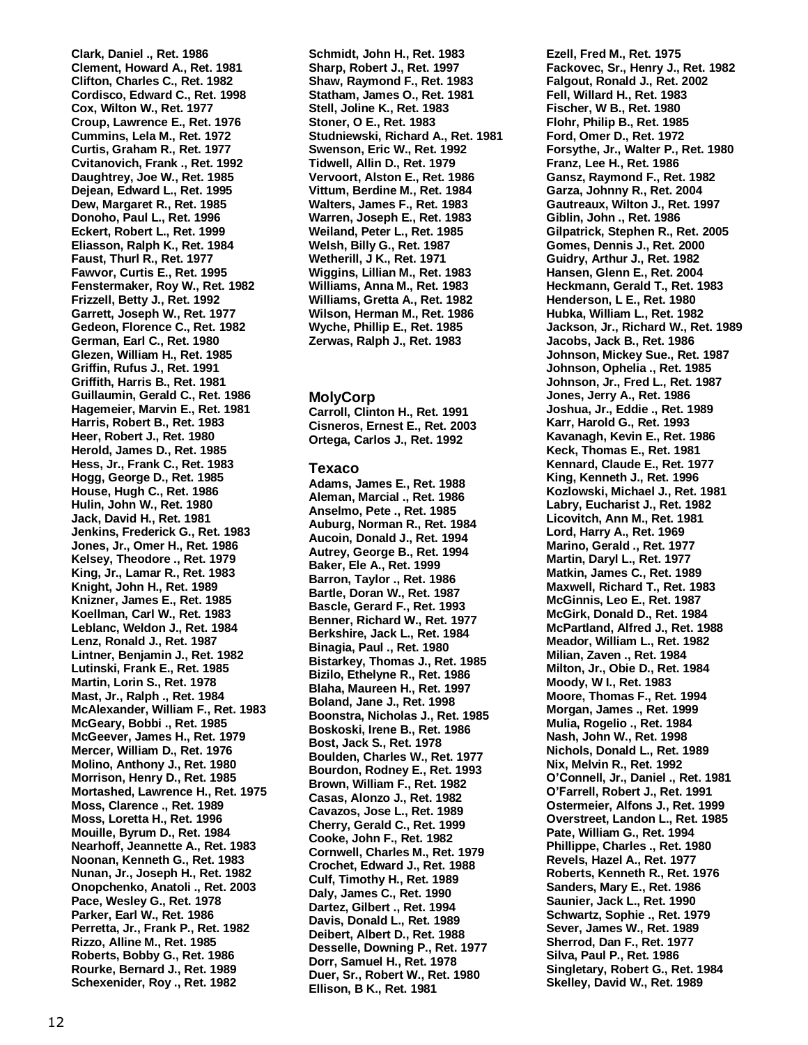Clark, Daniel ., Ret. 1986
Clement, Howard A., Ret. 1981
Clifton, Charles C., Ret. 1982
Cordisco, Edward C., Ret. 1998
Cox, Wilton W., Ret. 1977
Croup, Lawrence E., Ret. 1976
Cummins, Lela M., Ret. 1972
Curtis, Graham R., Ret. 1977
Cvitanovich, Frank ., Ret. 1992
Daughtrey, Joe W., Ret. 1985
Dejean, Edward L., Ret. 1995
Dew, Margaret R., Ret. 1985
Donoho, Paul L., Ret. 1996
Eckert, Robert L., Ret. 1999
Eliasson, Ralph K., Ret. 1984
Faust, Thurl R., Ret. 1977
Fawvor, Curtis E., Ret. 1995
Fenstermaker, Roy W., Ret. 1982
Frizzell, Betty J., Ret. 1992
Garrett, Joseph W., Ret. 1977
Gedeon, Florence C., Ret. 1982
German, Earl C., Ret. 1980
Glezen, William H., Ret. 1985
Griffin, Rufus J., Ret. 1991
Griffith, Harris B., Ret. 1981
Guillaumin, Gerald C., Ret. 1986
Hagemeier, Marvin E., Ret. 1981
Harris, Robert B., Ret. 1983
Heer, Robert J., Ret. 1980
Herold, James D., Ret. 1985
Hess, Jr., Frank C., Ret. 1983
Hogg, George D., Ret. 1985
House, Hugh C., Ret. 1986
Hulin, John W., Ret. 1980
Jack, David H., Ret. 1981
Jenkins, Frederick G., Ret. 1983
Jones, Jr., Omer H., Ret. 1986
Kelsey, Theodore ., Ret. 1979
King, Jr., Lamar R., Ret. 1983
Knight, John H., Ret. 1989
Knizner, James E., Ret. 1985
Koellman, Carl W., Ret. 1983
Leblanc, Weldon J., Ret. 1984
Lenz, Ronald J., Ret. 1987
Lintner, Benjamin J., Ret. 1982
Lutinski, Frank E., Ret. 1985
Martin, Lorin S., Ret. 1978
Mast, Jr., Ralph ., Ret. 1984
McAlexander, William F., Ret. 1983
McGeary, Bobbi ., Ret. 1985
McGeever, James H., Ret. 1979
Mercer, William D., Ret. 1976
Molino, Anthony J., Ret. 1980
Morrison, Henry D., Ret. 1985
Mortashed, Lawrence H., Ret. 1975
Moss, Clarence ., Ret. 1989
Moss, Loretta H., Ret. 1996
Mouille, Byrum D., Ret. 1984
Nearhoff, Jeannette A., Ret. 1983
Noonan, Kenneth G., Ret. 1983
Nunan, Jr., Joseph H., Ret. 1982
Onopchenko, Anatoli ., Ret. 2003
Pace, Wesley G., Ret. 1978
Parker, Earl W., Ret. 1986
Perretta, Jr., Frank P., Ret. 1982
Rizzo, Alline M., Ret. 1985
Roberts, Bobby G., Ret. 1986
Rourke, Bernard J., Ret. 1989
Schexenider, Roy ., Ret. 1982
Schmidt, John H., Ret. 1983
Sharp, Robert J., Ret. 1997
Shaw, Raymond F., Ret. 1983
Statham, James O., Ret. 1981
Stell, Joline K., Ret. 1983
Stoner, O E., Ret. 1983
Studniewski, Richard A., Ret. 1981
Swenson, Eric W., Ret. 1992
Tidwell, Allin D., Ret. 1979
Vervoort, Alston E., Ret. 1986
Vittum, Berdine M., Ret. 1984
Walters, James F., Ret. 1983
Warren, Joseph E., Ret. 1983
Weiland, Peter L., Ret. 1985
Welsh, Billy G., Ret. 1987
Wetherill, J K., Ret. 1971
Wiggins, Lillian M., Ret. 1983
Williams, Anna M., Ret. 1983
Williams, Gretta A., Ret. 1982
Wilson, Herman M., Ret. 1986
Wyche, Phillip E., Ret. 1985
Zerwas, Ralph J., Ret. 1983

### MolyCorp

Carroll, Clinton H., Ret. 1991
Cisneros, Ernest E., Ret. 2003
Ortega, Carlos J., Ret. 1992

### Texaco

Adams, James E., Ret. 1988
Aleman, Marcial ., Ret. 1986
Anselmo, Pete ., Ret. 1985
Auburg, Norman R., Ret. 1984
Aucoin, Donald J., Ret. 1994
Autrey, George B., Ret. 1994
Baker, Ele A., Ret. 1999
Barron, Taylor ., Ret. 1986
Bartle, Doran W., Ret. 1987
Bascle, Gerard F., Ret. 1993
Benner, Richard W., Ret. 1977
Berkshire, Jack L., Ret. 1984
Binagia, Paul ., Ret. 1980
Bistarkey, Thomas J., Ret. 1985
Bizilo, Ethelyne R., Ret. 1986
Blaha, Maureen H., Ret. 1997
Boland, Jane J., Ret. 1998
Boonstra, Nicholas J., Ret. 1985
Boskoski, Irene B., Ret. 1986
Bost, Jack S., Ret. 1978
Boulden, Charles W., Ret. 1977
Bourdon, Rodney E., Ret. 1993
Brown, William F., Ret. 1982
Casas, Alonzo J., Ret. 1982
Cavazos, Jose L., Ret. 1989
Cherry, Gerald C., Ret. 1999
Cooke, John F., Ret. 1982
Cornwell, Charles M., Ret. 1979
Crochet, Edward J., Ret. 1988
Culf, Timothy H., Ret. 1989
Daly, James C., Ret. 1990
Dartez, Gilbert ., Ret. 1994
Davis, Donald L., Ret. 1989
Deibert, Albert D., Ret. 1988
Desselle, Downing P., Ret. 1977
Dorr, Samuel H., Ret. 1978
Duer, Sr., Robert W., Ret. 1980
Ellison, B K., Ret. 1981
Ezell, Fred M., Ret. 1975
Fackovec, Sr., Henry J., Ret. 1982
Falgout, Ronald J., Ret. 2002
Fell, Willard H., Ret. 1983
Fischer, W B., Ret. 1980
Flohr, Philip B., Ret. 1985
Ford, Omer D., Ret. 1972
Forsythe, Jr., Walter P., Ret. 1980
Franz, Lee H., Ret. 1986
Gansz, Raymond F., Ret. 1982
Garza, Johnny R., Ret. 2004
Gautreaux, Wilton J., Ret. 1997
Giblin, John ., Ret. 1986
Gilpatrick, Stephen R., Ret. 2005
Gomes, Dennis J., Ret. 2000
Guidry, Arthur J., Ret. 1982
Hansen, Glenn E., Ret. 2004
Heckmann, Gerald T., Ret. 1983
Henderson, L E., Ret. 1980
Hubka, William L., Ret. 1982
Jackson, Jr., Richard W., Ret. 1989
Jacobs, Jack B., Ret. 1986
Johnson, Mickey Sue., Ret. 1987
Johnson, Ophelia ., Ret. 1985
Johnson, Jr., Fred L., Ret. 1987
Jones, Jerry A., Ret. 1986
Joshua, Jr., Eddie ., Ret. 1989
Karr, Harold G., Ret. 1993
Kavanagh, Kevin E., Ret. 1986
Keck, Thomas E., Ret. 1981
Kennard, Claude E., Ret. 1977
King, Kenneth J., Ret. 1996
Kozlowski, Michael J., Ret. 1981
Labry, Eucharist J., Ret. 1982
Licovitch, Ann M., Ret. 1981
Lord, Harry A., Ret. 1969
Marino, Gerald ., Ret. 1977
Martin, Daryl L., Ret. 1977
Matkin, James C., Ret. 1989
Maxwell, Richard T., Ret. 1983
McGinnis, Leo E., Ret. 1987
McGirk, Donald D., Ret. 1984
McPartland, Alfred J., Ret. 1988
Meador, William L., Ret. 1982
Milian, Zaven ., Ret. 1984
Milton, Jr., Obie D., Ret. 1984
Moody, W I., Ret. 1983
Moore, Thomas F., Ret. 1994
Morgan, James ., Ret. 1999
Mulia, Rogelio ., Ret. 1984
Nash, John W., Ret. 1998
Nichols, Donald L., Ret. 1989
Nix, Melvin R., Ret. 1992
O'Connell, Jr., Daniel ., Ret. 1981
O'Farrell, Robert J., Ret. 1991
Ostermeier, Alfons J., Ret. 1999
Overstreet, Landon L., Ret. 1985
Pate, William G., Ret. 1994
Phillippe, Charles ., Ret. 1980
Revels, Hazel A., Ret. 1977
Roberts, Kenneth R., Ret. 1976
Sanders, Mary E., Ret. 1986
Saunier, Jack L., Ret. 1990
Schwartz, Sophie ., Ret. 1979
Sever, James W., Ret. 1989
Sherrod, Dan F., Ret. 1977
Silva, Paul P., Ret. 1986
Singletary, Robert G., Ret. 1984
Skelley, David W., Ret. 1989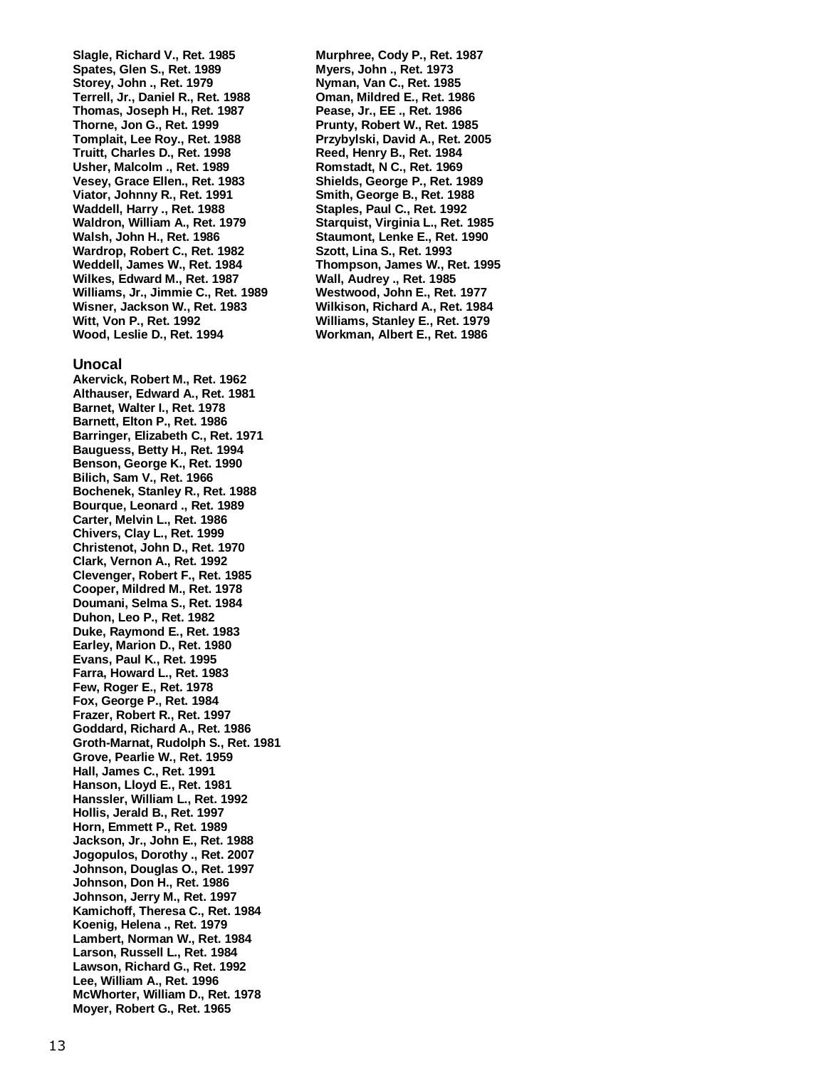**Slagle, Richard V., Ret. 1985**
**Spates, Glen S., Ret. 1989**
**Storey, John ., Ret. 1979**
**Terrell, Jr., Daniel R., Ret. 1988**
**Thomas, Joseph H., Ret. 1987**
**Thorne, Jon G., Ret. 1999**
**Tomplait, Lee Roy., Ret. 1988**
**Truitt, Charles D., Ret. 1998**
**Usher, Malcolm ., Ret. 1989**
**Vesey, Grace Ellen., Ret. 1983**
**Viator, Johnny R., Ret. 1991**
**Waddell, Harry ., Ret. 1988**
**Waldron, William A., Ret. 1979**
**Walsh, John H., Ret. 1986**
**Wardrop, Robert C., Ret. 1982**
**Weddell, James W., Ret. 1984**
**Wilkes, Edward M., Ret. 1987**
**Williams, Jr., Jimmie C., Ret. 1989**
**Wisner, Jackson W., Ret. 1983**
**Witt, Von P., Ret. 1992**
**Wood, Leslie D., Ret. 1994**

## Unocal

**Akervick, Robert M., Ret. 1962**
**Althauser, Edward A., Ret. 1981**
**Barnet, Walter I., Ret. 1978**
**Barnett, Elton P., Ret. 1986**
**Barringer, Elizabeth C., Ret. 1971**
**Bauguess, Betty H., Ret. 1994**
**Benson, George K., Ret. 1990**
**Bilich, Sam V., Ret. 1966**
**Bochenek, Stanley R., Ret. 1988**
**Bourque, Leonard ., Ret. 1989**
**Carter, Melvin L., Ret. 1986**
**Chivers, Clay L., Ret. 1999**
**Christenot, John D., Ret. 1970**
**Clark, Vernon A., Ret. 1992**
**Clevenger, Robert F., Ret. 1985**
**Cooper, Mildred M., Ret. 1978**
**Doumani, Selma S., Ret. 1984**
**Duhon, Leo P., Ret. 1982**
**Duke, Raymond E., Ret. 1983**
**Earley, Marion D., Ret. 1980**
**Evans, Paul K., Ret. 1995**
**Farra, Howard L., Ret. 1983**
**Few, Roger E., Ret. 1978**
**Fox, George P., Ret. 1984**
**Frazer, Robert R., Ret. 1997**
**Goddard, Richard A., Ret. 1986**
**Groth-Marnat, Rudolph S., Ret. 1981**
**Grove, Pearlie W., Ret. 1959**
**Hall, James C., Ret. 1991**
**Hanson, Lloyd E., Ret. 1981**
**Hanssler, William L., Ret. 1992**
**Hollis, Jerald B., Ret. 1997**
**Horn, Emmett P., Ret. 1989**
**Jackson, Jr., John E., Ret. 1988**
**Jogopulos, Dorothy ., Ret. 2007**
**Johnson, Douglas O., Ret. 1997**
**Johnson, Don H., Ret. 1986**
**Johnson, Jerry M., Ret. 1997**
**Kamichoff, Theresa C., Ret. 1984**
**Koenig, Helena ., Ret. 1979**
**Lambert, Norman W., Ret. 1984**
**Larson, Russell L., Ret. 1984**
**Lawson, Richard G., Ret. 1992**
**Lee, William A., Ret. 1996**
**McWhorter, William D., Ret. 1978**
**Moyer, Robert G., Ret. 1965**
**Murphree, Cody P., Ret. 1987**
**Myers, John ., Ret. 1973**
**Nyman, Van C., Ret. 1985**
**Oman, Mildred E., Ret. 1986**
**Pease, Jr., EE ., Ret. 1986**
**Prunty, Robert W., Ret. 1985**
**Przybylski, David A., Ret. 2005**
**Reed, Henry B., Ret. 1984**
**Romstadt, N C., Ret. 1969**
**Shields, George P., Ret. 1989**
**Smith, George B., Ret. 1988**
**Staples, Paul C., Ret. 1992**
**Starquist, Virginia L., Ret. 1985**
**Staumont, Lenke E., Ret. 1990**
**Szott, Lina S., Ret. 1993**
**Thompson, James W., Ret. 1995**
**Wall, Audrey ., Ret. 1985**
**Westwood, John E., Ret. 1977**
**Wilkison, Richard A., Ret. 1984**
**Williams, Stanley E., Ret. 1979**
**Workman, Albert E., Ret. 1986**